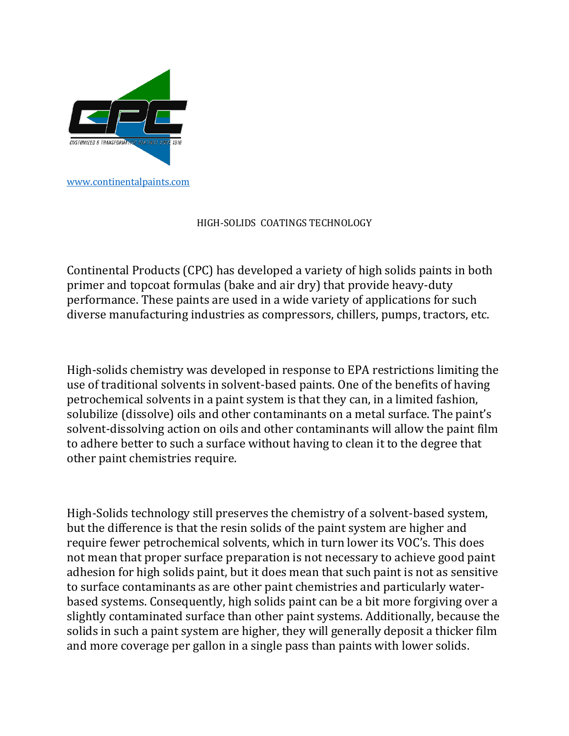www.continentalpaints.com

# HIGH-SOLIDS COATINGS TECHNOLOGY

Continental Products (CPC) has developed a variety of high solids paints in both primer and topcoat formulas (bake and air dry) that provide heavy-duty performance. These paints are used in a wide variety of applications for such diverse manufacturing industries as compressors, chillers, pumps, tractors, etc.

High-solids chemistry was developed in response to EPA restrictions limiting the use of traditional solvents in solvent-based paints. One of the benefits of having petrochemical solvents in a paint system is that they can, in a limited fashion, solubilize (dissolve) oils and other contaminants on a metal surface. The paint's solvent-dissolving action on oils and other contaminants will allow the paint film to adhere better to such a surface without having to clean it to the degree that other paint chemistries require.

High-Solids technology still preserves the chemistry of a solvent-based system, but the difference is that the resin solids of the paint system are higher and require fewer petrochemical solvents, which in turn lower its VOC's. This does not mean that proper surface preparation is not necessary to achieve good paint adhesion for high solids paint, but it does mean that such paint is not as sensitive to surface contaminants as are other paint chemistries and particularly water-based systems. Consequently, high solids paint can be a bit more forgiving over a slightly contaminated surface than other paint systems. Additionally, because the solids in such a paint system are higher, they will generally deposit a thicker film and more coverage per gallon in a single pass than paints with lower solids.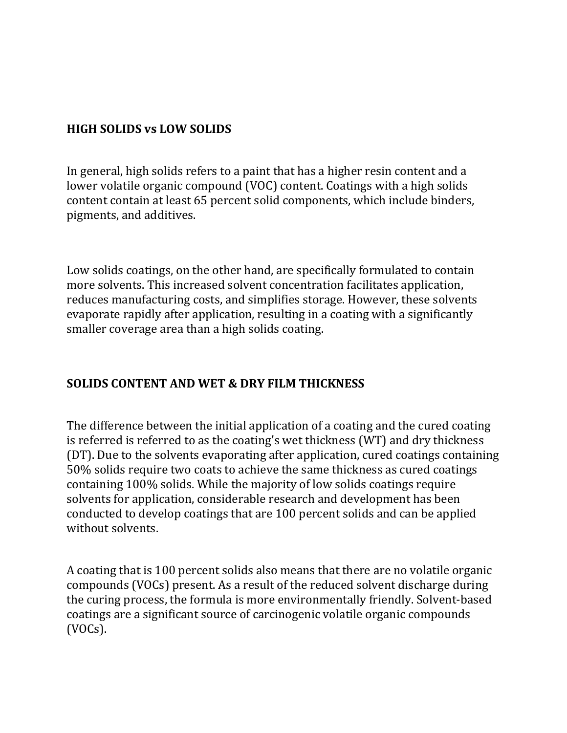## HIGH SOLIDS vs LOW SOLIDS

In general, high solids refers to a paint that has a higher resin content and a lower volatile organic compound (VOC) content. Coatings with a high solids content contain at least 65 percent solid components, which include binders, pigments, and additives.

Low solids coatings, on the other hand, are specifically formulated to contain more solvents. This increased solvent concentration facilitates application, reduces manufacturing costs, and simplifies storage. However, these solvents evaporate rapidly after application, resulting in a coating with a significantly smaller coverage area than a high solids coating.

## SOLIDS CONTENT AND WET & DRY FILM THICKNESS

The difference between the initial application of a coating and the cured coating is referred is referred to as the coating's wet thickness (WT) and dry thickness (DT). Due to the solvents evaporating after application, cured coatings containing 50% solids require two coats to achieve the same thickness as cured coatings containing 100% solids. While the majority of low solids coatings require solvents for application, considerable research and development has been conducted to develop coatings that are 100 percent solids and can be applied without solvents.

A coating that is 100 percent solids also means that there are no volatile organic compounds (VOCs) present. As a result of the reduced solvent discharge during the curing process, the formula is more environmentally friendly. Solvent-based coatings are a significant source of carcinogenic volatile organic compounds (VOCs).